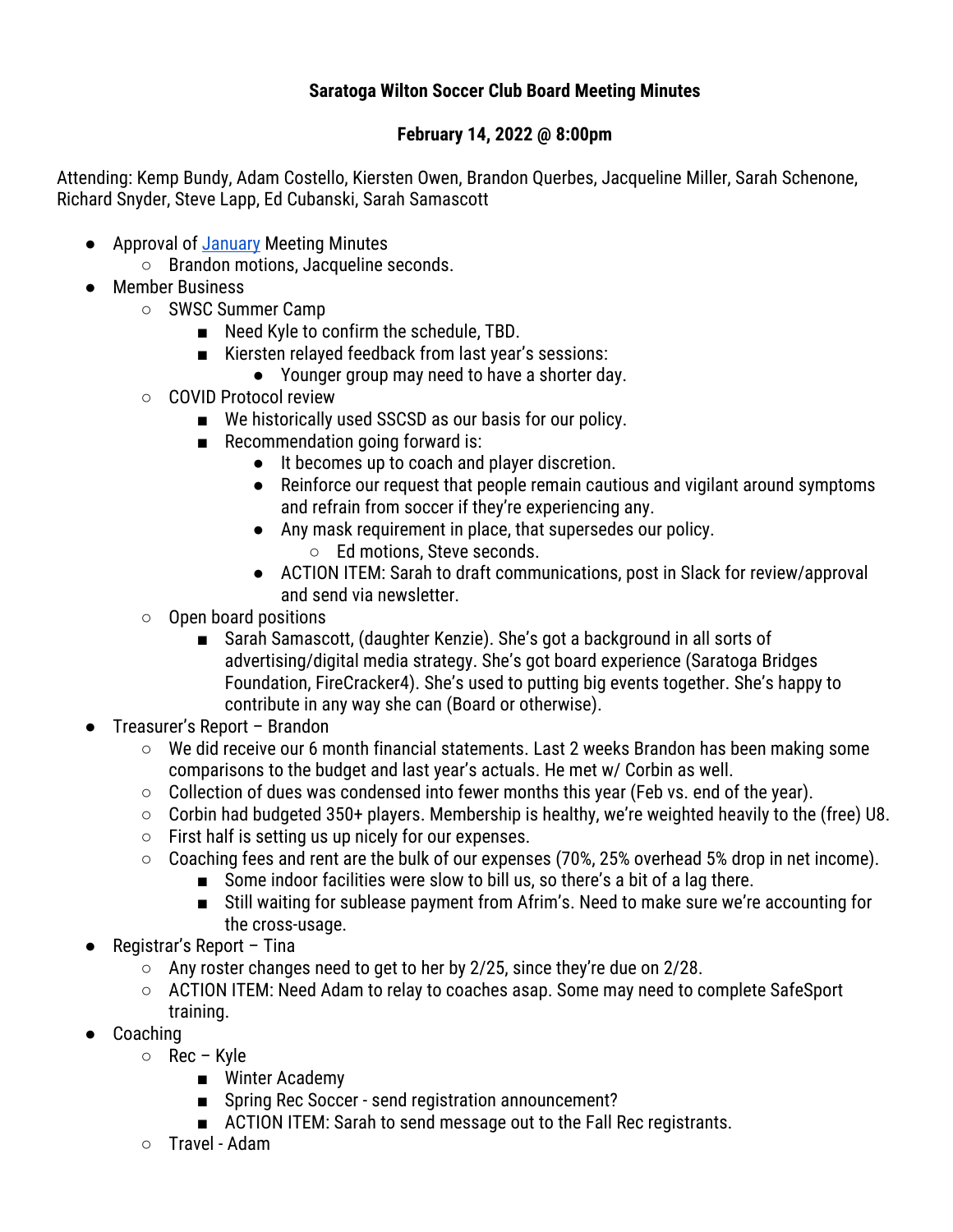**Saratoga Wilton Soccer Club Board Meeting Minutes**

**February 14, 2022 @ 8:00pm**

Attending: Kemp Bundy, Adam Costello, Kiersten Owen, Brandon Querbes, Jacqueline Miller, Sarah Schenone, Richard Snyder, Steve Lapp, Ed Cubanski, Sarah Samascott

- Approval of January Meeting Minutes
  - Brandon motions, Jacqueline seconds.
- Member Business
  - SWSC Summer Camp
    - Need Kyle to confirm the schedule, TBD.
    - Kiersten relayed feedback from last year's sessions:
      - Younger group may need to have a shorter day.
  - COVID Protocol review
    - We historically used SSCSD as our basis for our policy.
    - Recommendation going forward is:
      - It becomes up to coach and player discretion.
      - Reinforce our request that people remain cautious and vigilant around symptoms and refrain from soccer if they're experiencing any.
      - Any mask requirement in place, that supersedes our policy.
        - Ed motions, Steve seconds.
      - ACTION ITEM: Sarah to draft communications, post in Slack for review/approval and send via newsletter.
  - Open board positions
    - Sarah Samascott, (daughter Kenzie). She's got a background in all sorts of advertising/digital media strategy. She's got board experience (Saratoga Bridges Foundation, FireCracker4). She's used to putting big events together. She's happy to contribute in any way she can (Board or otherwise).
- Treasurer's Report – Brandon
  - We did receive our 6 month financial statements. Last 2 weeks Brandon has been making some comparisons to the budget and last year's actuals. He met w/ Corbin as well.
  - Collection of dues was condensed into fewer months this year (Feb vs. end of the year).
  - Corbin had budgeted 350+ players. Membership is healthy, we're weighted heavily to the (free) U8.
  - First half is setting us up nicely for our expenses.
  - Coaching fees and rent are the bulk of our expenses (70%, 25% overhead 5% drop in net income).
    - Some indoor facilities were slow to bill us, so there's a bit of a lag there.
    - Still waiting for sublease payment from Afrim's. Need to make sure we're accounting for the cross-usage.
- Registrar's Report – Tina
  - Any roster changes need to get to her by 2/25, since they're due on 2/28.
  - ACTION ITEM: Need Adam to relay to coaches asap. Some may need to complete SafeSport training.
- Coaching
  - Rec – Kyle
    - Winter Academy
    - Spring Rec Soccer - send registration announcement?
    - ACTION ITEM: Sarah to send message out to the Fall Rec registrants.
  - Travel - Adam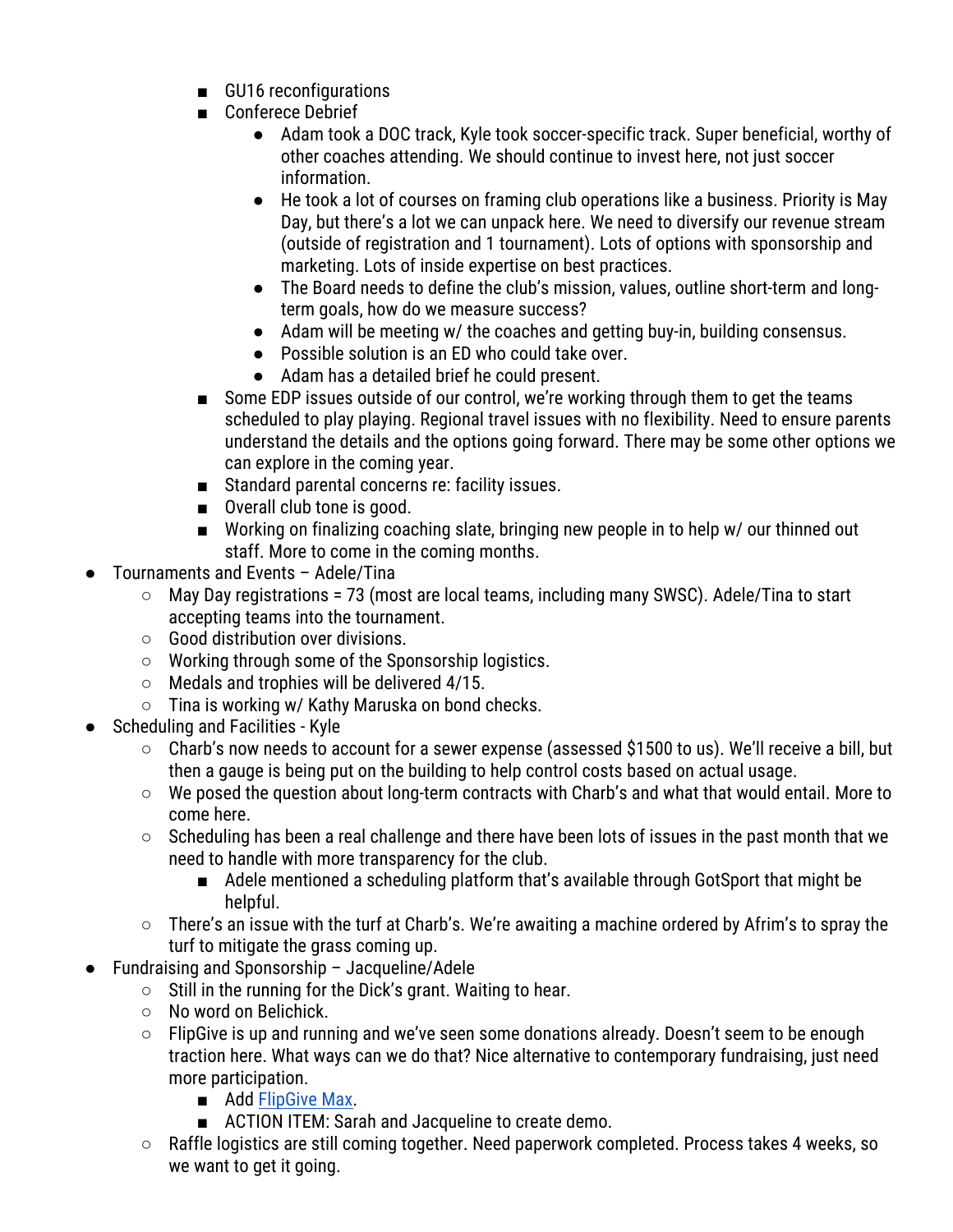- GU16 reconfigurations
      - Conferece Debrief
        - Adam took a DOC track, Kyle took soccer-specific track. Super beneficial, worthy of other coaches attending. We should continue to invest here, not just soccer information.
        - He took a lot of courses on framing club operations like a business. Priority is May Day, but there's a lot we can unpack here. We need to diversify our revenue stream (outside of registration and 1 tournament). Lots of options with sponsorship and marketing. Lots of inside expertise on best practices.
        - The Board needs to define the club's mission, values, outline short-term and long-term goals, how do we measure success?
        - Adam will be meeting w/ the coaches and getting buy-in, building consensus.
        - Possible solution is an ED who could take over.
        - Adam has a detailed brief he could present.
      - Some EDP issues outside of our control, we're working through them to get the teams scheduled to play playing. Regional travel issues with no flexibility. Need to ensure parents understand the details and the options going forward. There may be some other options we can explore in the coming year.
      - Standard parental concerns re: facility issues.
      - Overall club tone is good.
      - Working on finalizing coaching slate, bringing new people in to help w/ our thinned out staff. More to come in the coming months.
- Tournaments and Events – Adele/Tina
  - May Day registrations = 73 (most are local teams, including many SWSC). Adele/Tina to start accepting teams into the tournament.
  - Good distribution over divisions.
  - Working through some of the Sponsorship logistics.
  - Medals and trophies will be delivered 4/15.
  - Tina is working w/ Kathy Maruska on bond checks.
- Scheduling and Facilities - Kyle
  - Charb's now needs to account for a sewer expense (assessed $1500 to us). We'll receive a bill, but then a gauge is being put on the building to help control costs based on actual usage.
  - We posed the question about long-term contracts with Charb's and what that would entail. More to come here.
  - Scheduling has been a real challenge and there have been lots of issues in the past month that we need to handle with more transparency for the club.
    - Adele mentioned a scheduling platform that's available through GotSport that might be helpful.
  - There's an issue with the turf at Charb's. We're awaiting a machine ordered by Afrim's to spray the turf to mitigate the grass coming up.
- Fundraising and Sponsorship – Jacqueline/Adele
  - Still in the running for the Dick's grant. Waiting to hear.
  - No word on Belichick.
  - FlipGive is up and running and we've seen some donations already. Doesn't seem to be enough traction here. What ways can we do that? Nice alternative to contemporary fundraising, just need more participation.
    - Add FlipGive Max.
    - ACTION ITEM: Sarah and Jacqueline to create demo.
  - Raffle logistics are still coming together. Need paperwork completed. Process takes 4 weeks, so we want to get it going.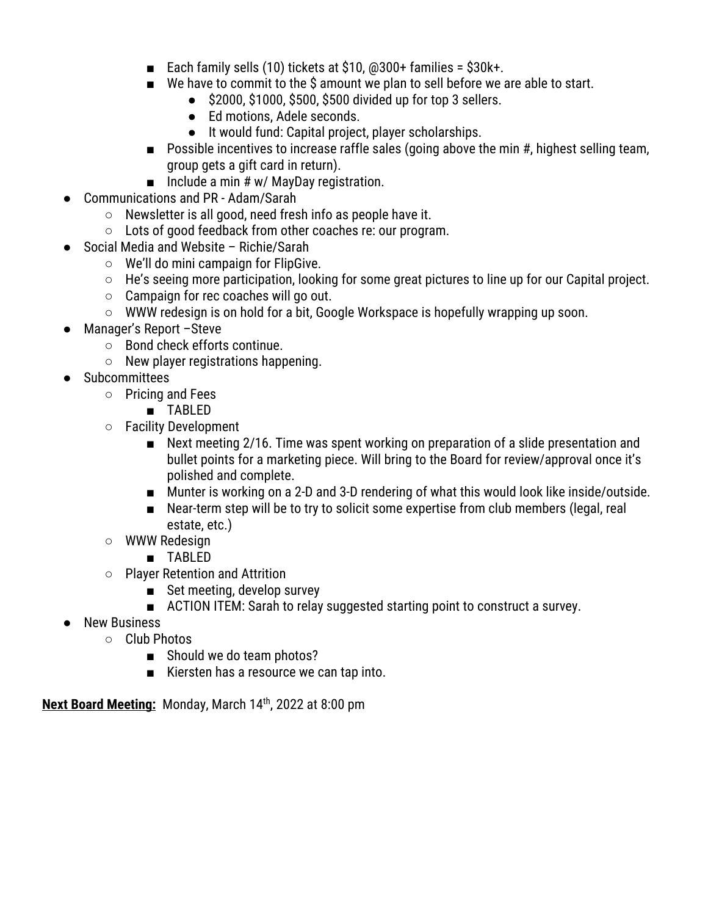- Each family sells (10) tickets at $10, @300+ families = $30k+.
        - We have to commit to the $ amount we plan to sell before we are able to start.
            - $2000, $1000, $500, $500 divided up for top 3 sellers.
            - Ed motions, Adele seconds.
            - It would fund: Capital project, player scholarships.
        - Possible incentives to increase raffle sales (going above the min #, highest selling team, group gets a gift card in return).
        - Include a min # w/ MayDay registration.
- Communications and PR - Adam/Sarah
    - Newsletter is all good, need fresh info as people have it.
    - Lots of good feedback from other coaches re: our program.
- Social Media and Website – Richie/Sarah
    - We'll do mini campaign for FlipGive.
    - He's seeing more participation, looking for some great pictures to line up for our Capital project.
    - Campaign for rec coaches will go out.
    - WWW redesign is on hold for a bit, Google Workspace is hopefully wrapping up soon.
- Manager's Report –Steve
    - Bond check efforts continue.
    - New player registrations happening.
- Subcommittees
    - Pricing and Fees
        - TABLED
    - Facility Development
        - Next meeting 2/16. Time was spent working on preparation of a slide presentation and bullet points for a marketing piece. Will bring to the Board for review/approval once it's polished and complete.
        - Munter is working on a 2-D and 3-D rendering of what this would look like inside/outside.
        - Near-term step will be to try to solicit some expertise from club members (legal, real estate, etc.)
    - WWW Redesign
        - TABLED
    - Player Retention and Attrition
        - Set meeting, develop survey
        - ACTION ITEM: Sarah to relay suggested starting point to construct a survey.
- New Business
    - Club Photos
        - Should we do team photos?
        - Kiersten has a resource we can tap into.

**Next Board Meeting:** Monday, March 14th, 2022 at 8:00 pm